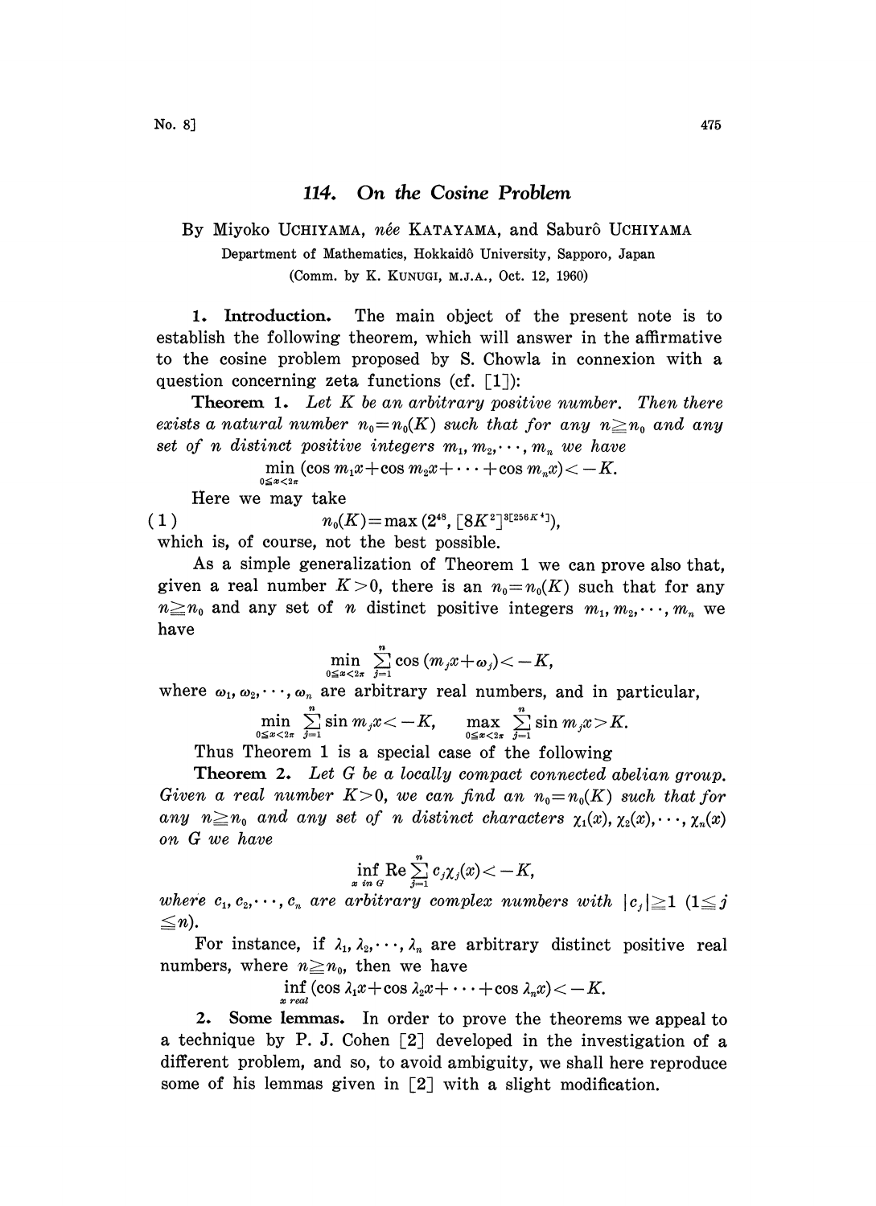# 114. On the Cosine Problem

By Miyoko UCHIYAMA, *née* KATAYAMA, and Saburô UCHIYAMA

Department of Mathematics, Hokkaidô University, Sapporo, Japan

(Comm. by K. KUNUGI, M.J.A., Oct. 12, 1960)

**1. Introduction.** The main object of the present note is to establish the following theorem, which will answer in the affirmative to the cosine problem proposed by S. Chowla in connexion with a question concerning zeta functions (cf. [1]):

**Theorem 1.** *Let $K$ be an arbitrary positive number. Then there exists a natural number $n_0=n_0(K)$ such that for any $n\geqq n_0$ and any set of $n$ distinct positive integers $m_1, m_2, \cdots, m_n$ we have*

$$\min_{0\leqq x<2\pi} (\cos m_1x+\cos m_2x+\cdots+\cos m_nx)<-K.$$

Here we may take

$$n_0(K)=\max(2^{48}, [8K^2]^{3[256K^4]}), \tag{1}$$

which is, of course, not the best possible.

As a simple generalization of Theorem 1 we can prove also that, given a real number $K>0$, there is an $n_0=n_0(K)$ such that for any $n\geqq n_0$ and any set of $n$ distinct positive integers $m_1, m_2, \cdots, m_n$ we have

$$\min_{0\leqq x<2\pi} \sum_{j=1}^{n} \cos(m_jx+\omega_j)<-K,$$

where $\omega_1, \omega_2, \cdots, \omega_n$ are arbitrary real numbers, and in particular,

$$\min_{0\leqq x<2\pi} \sum_{j=1}^{n} \sin m_jx<-K, \qquad \max_{0\leqq x<2\pi} \sum_{j=1}^{n} \sin m_jx>K.$$

Thus Theorem 1 is a special case of the following

**Theorem 2.** *Let $G$ be a locally compact connected abelian group. Given a real number $K>0$, we can find an $n_0=n_0(K)$ such that for any $n\geqq n_0$ and any set of $n$ distinct characters $\chi_1(x), \chi_2(x), \cdots, \chi_n(x)$ on $G$ we have*

$$\inf_{x \text{ in } G} \operatorname{Re} \sum_{j=1}^{n} c_j\chi_j(x)<-K,$$

*where $c_1, c_2, \cdots, c_n$ are arbitrary complex numbers with $|c_j|\geqq 1$ $(1\leqq j \leqq n)$.*

For instance, if $\lambda_1, \lambda_2, \cdots, \lambda_n$ are arbitrary distinct positive real numbers, where $n\geqq n_0$, then we have

$$\inf_{x \text{ real}} (\cos \lambda_1x+\cos \lambda_2x+\cdots+\cos \lambda_nx)<-K.$$

**2. Some lemmas.** In order to prove the theorems we appeal to a technique by P. J. Cohen [2] developed in the investigation of a different problem, and so, to avoid ambiguity, we shall here reproduce some of his lemmas given in [2] with a slight modification.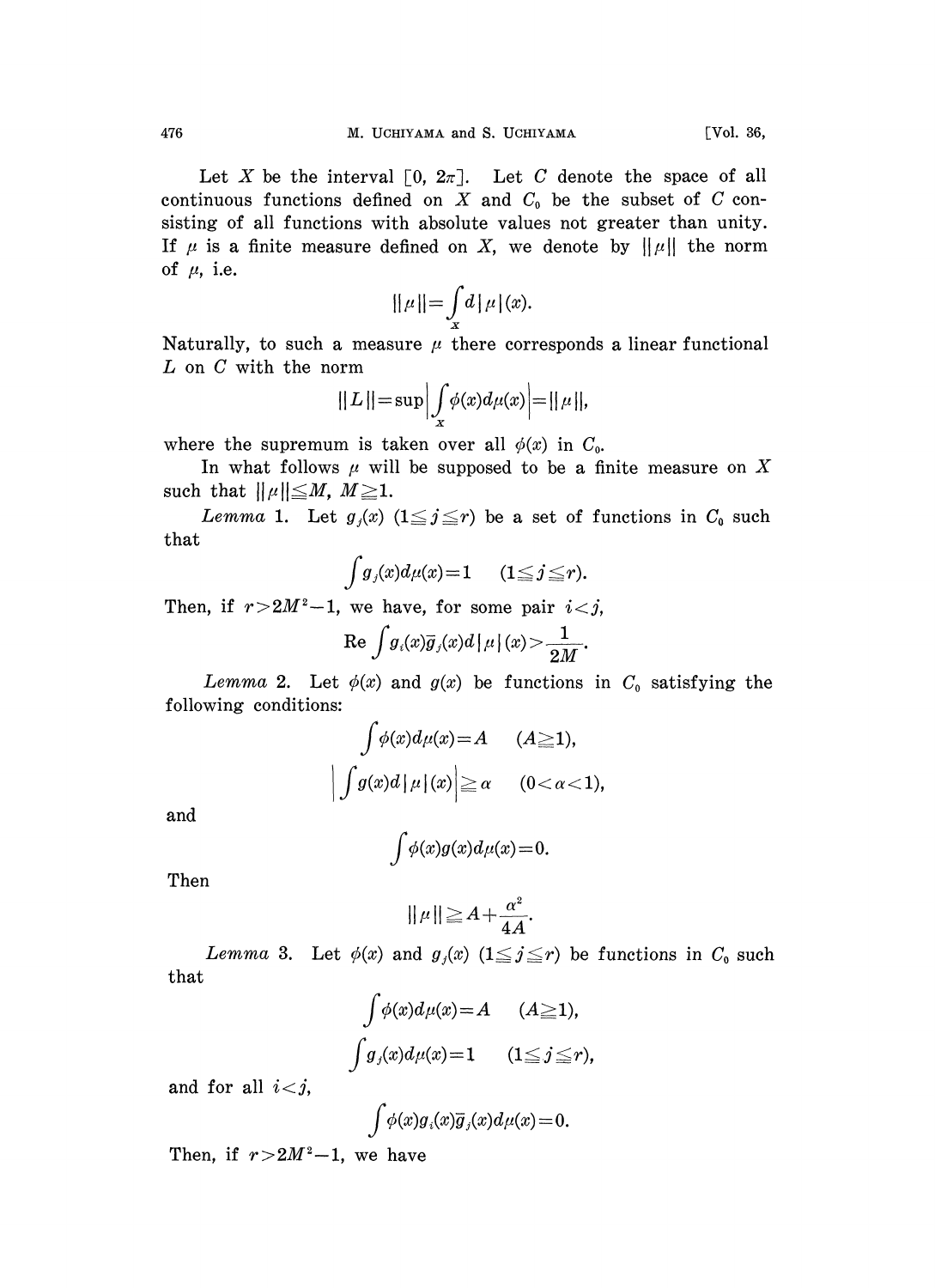Let $X$ be the interval $[0, 2\pi]$. Let $C$ denote the space of all continuous functions defined on $X$ and $C_0$ be the subset of $C$ consisting of all functions with absolute values not greater than unity. If $\mu$ is a finite measure defined on $X$, we denote by $\|\mu\|$ the norm of $\mu$, i.e.

$$\|\mu\| = \int_X d|\mu|(x).$$

Naturally, to such a measure $\mu$ there corresponds a linear functional $L$ on $C$ with the norm

$$\|L\| = \sup \left| \int_X \phi(x) d\mu(x) \right| = \|\mu\|,$$

where the supremum is taken over all $\phi(x)$ in $C_0$.

In what follows $\mu$ will be supposed to be a finite measure on $X$ such that $\|\mu\| \leqq M$, $M \geqq 1$.

*Lemma* 1. Let $g_j(x)$ $(1 \leqq j \leqq r)$ be a set of functions in $C_0$ such that

$$\int g_j(x) d\mu(x) = 1 \qquad (1 \leqq j \leqq r).$$

Then, if $r > 2M^2 - 1$, we have, for some pair $i < j$,

$$\text{Re} \int g_i(x) \bar{g}_j(x) d|\mu|(x) > \frac{1}{2M}.$$

*Lemma* 2. Let $\phi(x)$ and $g(x)$ be functions in $C_0$ satisfying the following conditions:

$$\int \phi(x) d\mu(x) = A \qquad (A \geqq 1),$$

$$\left| \int g(x) d|\mu|(x) \right| \geqq \alpha \qquad (0 < \alpha < 1),$$

and

$$\int \phi(x) g(x) d\mu(x) = 0.$$

Then

$$\|\mu\| \geqq A + \frac{\alpha^2}{4A}.$$

*Lemma* 3. Let $\phi(x)$ and $g_j(x)$ $(1 \leqq j \leqq r)$ be functions in $C_0$ such that

$$\int \phi(x) d\mu(x) = A \qquad (A \geqq 1),$$

$$\int g_j(x) d\mu(x) = 1 \qquad (1 \leqq j \leqq r),$$

and for all $i < j$,

$$\int \phi(x) g_i(x) \bar{g}_j(x) d\mu(x) = 0.$$

Then, if $r > 2M^2 - 1$, we have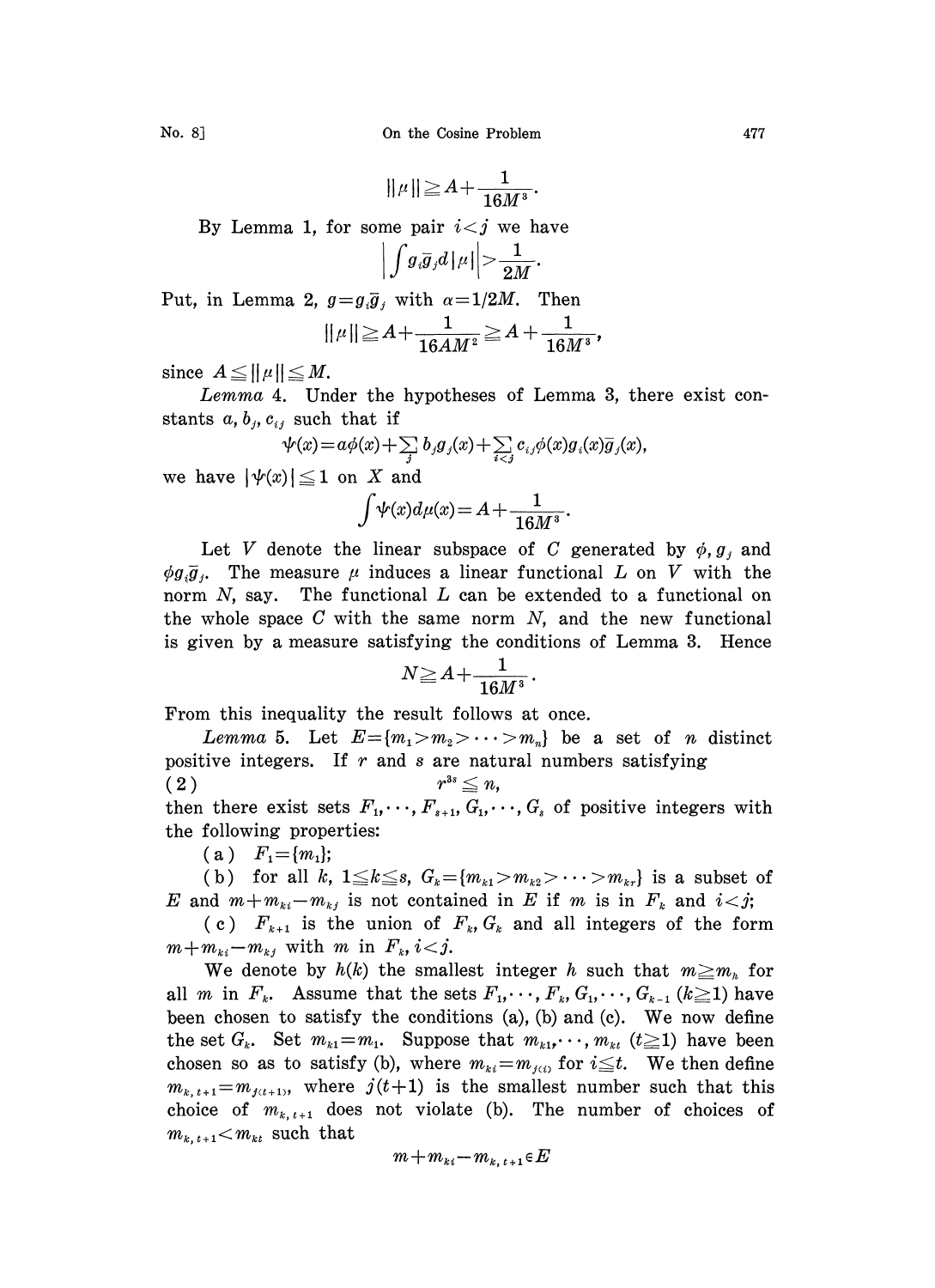$$\|\mu\| \geqq A + \frac{1}{16M^3}.$$

By Lemma 1, for some pair $i<j$ we have

$$\left| \int g_i \bar{g}_j d|\mu| \right| > \frac{1}{2M}.$$

Put, in Lemma 2, $g = g_i \bar{g}_j$ with $\alpha = 1/2M$. Then

$$\|\mu\| \geqq A + \frac{1}{16AM^2} \geqq A + \frac{1}{16M^3},$$

since $A \leqq \|\mu\| \leqq M$.

*Lemma* 4. Under the hypotheses of Lemma 3, there exist constants $a, b_j, c_{ij}$ such that if

$$\psi(x) = a\phi(x) + \sum_j b_j g_j(x) + \sum_{i<j} c_{ij} \phi(x) g_i(x) \bar{g}_j(x),$$

we have $|\psi(x)| \leqq 1$ on $X$ and

$$\int \psi(x) d\mu(x) = A + \frac{1}{16M^3}.$$

Let $V$ denote the linear subspace of $C$ generated by $\phi, g_j$ and $\phi g_i \bar{g}_j$. The measure $\mu$ induces a linear functional $L$ on $V$ with the norm $N$, say. The functional $L$ can be extended to a functional on the whole space $C$ with the same norm $N$, and the new functional is given by a measure satisfying the conditions of Lemma 3. Hence

$$N \geqq A + \frac{1}{16M^3}.$$

From this inequality the result follows at once.

*Lemma* 5. Let $E = \{m_1 > m_2 > \cdots > m_n\}$ be a set of $n$ distinct positive integers. If $r$ and $s$ are natural numbers satisfying

$$(2) \qquad r^{3s} \leqq n,$$

then there exist sets $F_1, \cdots, F_{s+1}, G_1, \cdots, G_s$ of positive integers with the following properties:

(a) $F_1 = \{m_1\}$;

(b) for all $k$, $1 \leqq k \leqq s$, $G_k = \{m_{k1} > m_{k2} > \cdots > m_{kr}\}$ is a subset of $E$ and $m + m_{ki} - m_{kj}$ is not contained in $E$ if $m$ is in $F_k$ and $i<j$;

(c) $F_{k+1}$ is the union of $F_k, G_k$ and all integers of the form $m + m_{ki} - m_{kj}$ with $m$ in $F_k$, $i<j$.

We denote by $h(k)$ the smallest integer $h$ such that $m \geqq m_h$ for all $m$ in $F_k$. Assume that the sets $F_1, \cdots, F_k, G_1, \cdots, G_{k-1}$ $(k \geqq 1)$ have been chosen to satisfy the conditions (a), (b) and (c). We now define the set $G_k$. Set $m_{k1} = m_1$. Suppose that $m_{k1}, \cdots, m_{kt}$ $(t \geqq 1)$ have been chosen so as to satisfy (b), where $m_{ki} = m_{j(i)}$ for $i \leqq t$. We then define $m_{k,t+1} = m_{j(t+1)}$, where $j(t+1)$ is the smallest number such that this choice of $m_{k,t+1}$ does not violate (b). The number of choices of $m_{k,t+1} < m_{kt}$ such that

$$m + m_{ki} - m_{k,t+1} \in E$$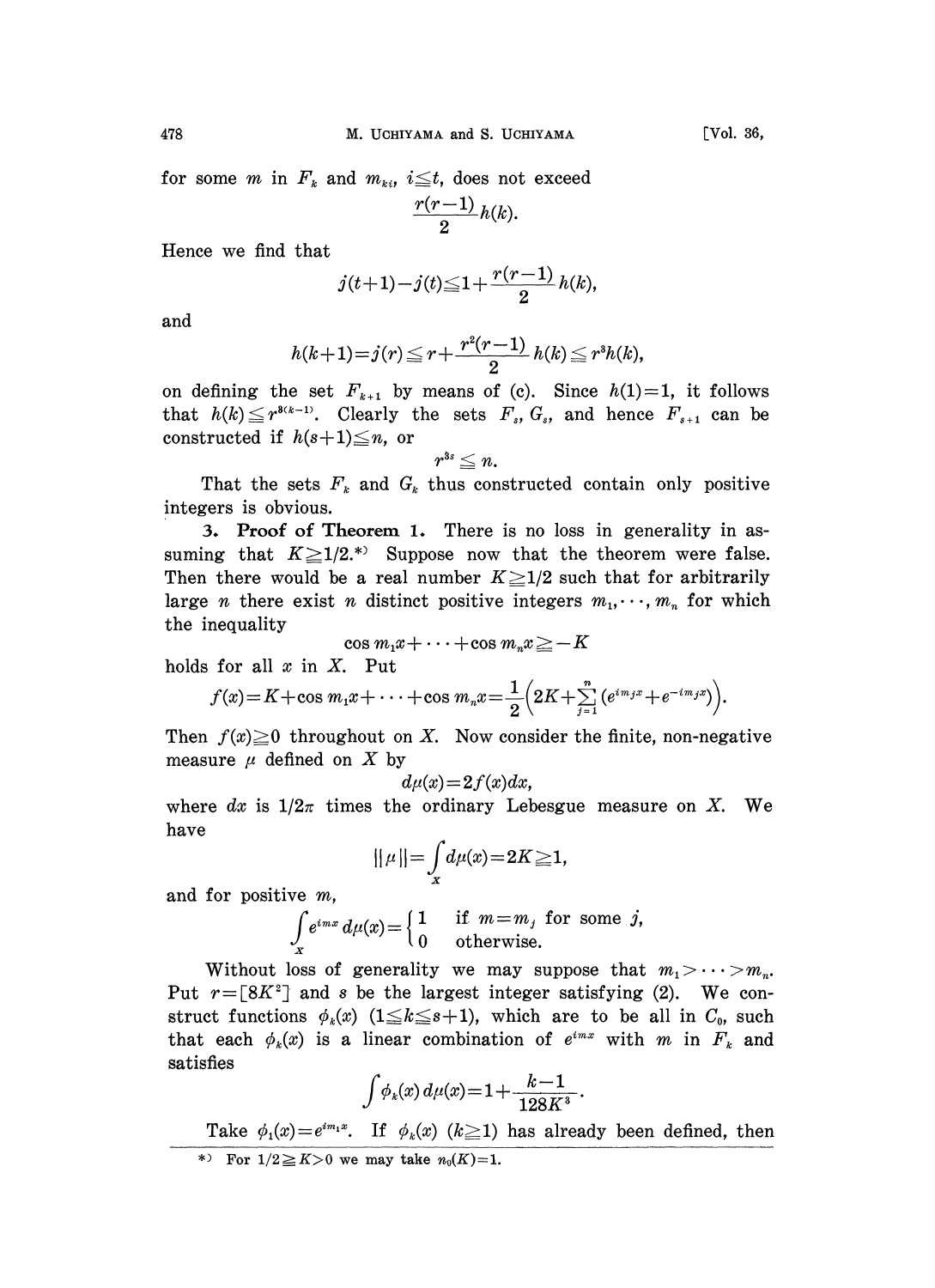for some $m$ in $F_k$ and $m_{ki}$, $i \leqq t$, does not exceed

$$\frac{r(r-1)}{2} h(k).$$

Hence we find that

$$j(t+1) - j(t) \leqq 1 + \frac{r(r-1)}{2} h(k),$$

and

$$h(k+1) = j(r) \leqq r + \frac{r^2(r-1)}{2} h(k) \leqq r^3 h(k),$$

on defining the set $F_{k+1}$ by means of (c). Since $h(1)=1$, it follows that $h(k) \leqq r^{3(k-1)}$. Clearly the sets $F_s$, $G_s$, and hence $F_{s+1}$ can be constructed if $h(s+1) \leqq n$, or

$$r^{3s} \leqq n.$$

That the sets $F_k$ and $G_k$ thus constructed contain only positive integers is obvious.

**3. Proof of Theorem 1.** There is no loss in generality in assuming that $K \geqq 1/2$.[*] Suppose now that the theorem were false. Then there would be a real number $K \geqq 1/2$ such that for arbitrarily large $n$ there exist $n$ distinct positive integers $m_1, \cdots, m_n$ for which the inequality

$$\cos m_1 x + \cdots + \cos m_n x \geqq -K$$

holds for all $x$ in $X$. Put

$$f(x) = K + \cos m_1 x + \cdots + \cos m_n x = \frac{1}{2}\Big(2K + \sum_{j=1}^{n} (e^{im_j x} + e^{-im_j x})\Big).$$

Then $f(x) \geqq 0$ throughout on $X$. Now consider the finite, non-negative measure $\mu$ defined on $X$ by

$$d\mu(x) = 2f(x)dx,$$

where $dx$ is $1/2\pi$ times the ordinary Lebesgue measure on $X$. We have

$$\|\mu\| = \int_X d\mu(x) = 2K \geqq 1,$$

and for positive $m$,

$$\int_X e^{imx}\, d\mu(x) = \begin{cases} 1 & \text{if } m = m_j \text{ for some } j, \\ 0 & \text{otherwise.} \end{cases}$$

Without loss of generality we may suppose that $m_1 > \cdots > m_n$. Put $r = [8K^2]$ and $s$ be the largest integer satisfying (2). We construct functions $\phi_k(x)$ $(1 \leqq k \leqq s+1)$, which are to be all in $C_0$, such that each $\phi_k(x)$ is a linear combination of $e^{imx}$ with $m$ in $F_k$ and satisfies

$$\int \phi_k(x)\, d\mu(x) = 1 + \frac{k-1}{128K^3}.$$

Take $\phi_1(x) = e^{im_1 x}$. If $\phi_k(x)$ $(k \geqq 1)$ has already been defined, then

[*] For $1/2 \geqq K > 0$ we may take $n_0(K) = 1$.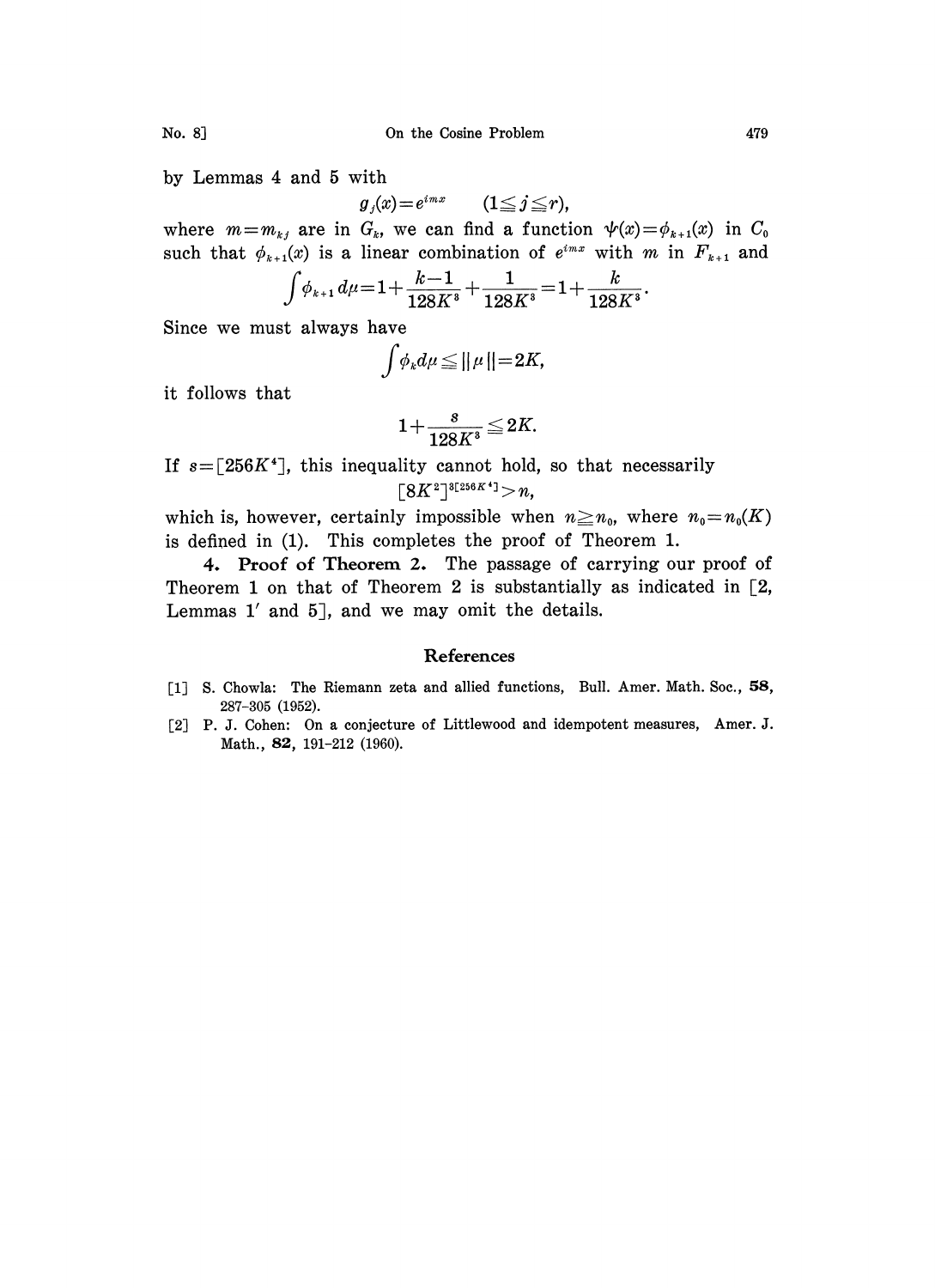by Lemmas 4 and 5 with

$$g_j(x)=e^{imx} \qquad (1 \leqq j \leqq r),$$

where $m=m_{kj}$ are in $G_k$, we can find a function $\psi(x)=\phi_{k+1}(x)$ in $C_0$ such that $\phi_{k+1}(x)$ is a linear combination of $e^{imx}$ with $m$ in $F_{k+1}$ and

$$\int \phi_{k+1}\, d\mu = 1+\frac{k-1}{128K^3}+\frac{1}{128K^3}=1+\frac{k}{128K^3}.$$

Since we must always have

$$\int \phi_k d\mu \leqq \|\mu\| = 2K,$$

it follows that

$$1+\frac{s}{128K^3} \leqq 2K.$$

If $s=[256K^4]$, this inequality cannot hold, so that necessarily

$$[8K^2]^{3[256K^4]} > n,$$

which is, however, certainly impossible when $n \geqq n_0$, where $n_0=n_0(K)$ is defined in (1). This completes the proof of Theorem 1.

**4. Proof of Theorem 2.** The passage of carrying our proof of Theorem 1 on that of Theorem 2 is substantially as indicated in [2, Lemmas 1′ and 5], and we may omit the details.

## References

[1] S. Chowla: The Riemann zeta and allied functions, Bull. Amer. Math. Soc., **58**, 287–305 (1952).

[2] P. J. Cohen: On a conjecture of Littlewood and idempotent measures, Amer. J. Math., **82**, 191–212 (1960).